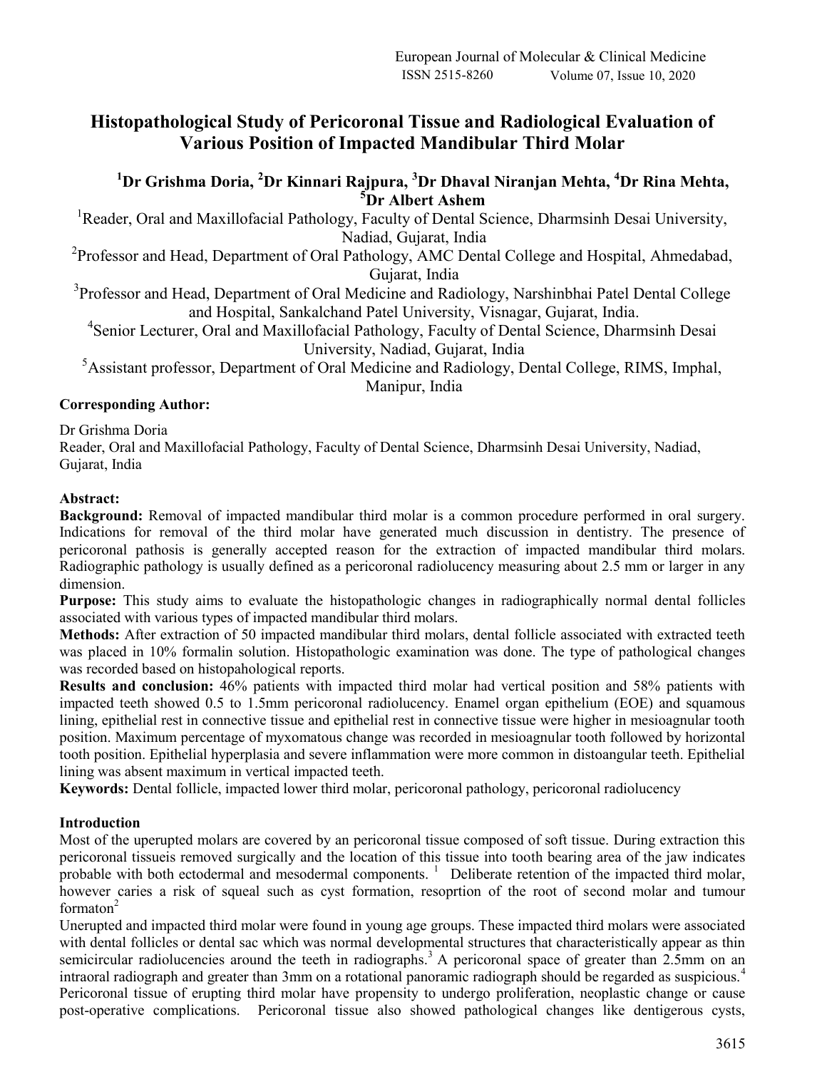# Histopathological Study of Pericoronal Tissue and Radiological Evaluation of Various Position of Impacted Mandibular Third Molar

**[1]Dr Grishma Doria, [2]Dr Kinnari Rajpura, [3]Dr Dhaval Niranjan Mehta, [4]Dr Rina Mehta, [5]Dr Albert Ashem**

[1]Reader, Oral and Maxillofacial Pathology, Faculty of Dental Science, Dharmsinh Desai University, Nadiad, Gujarat, India

[2]Professor and Head, Department of Oral Pathology, AMC Dental College and Hospital, Ahmedabad, Gujarat, India

[3]Professor and Head, Department of Oral Medicine and Radiology, Narshinbhai Patel Dental College and Hospital, Sankalchand Patel University, Visnagar, Gujarat, India.

[4]Senior Lecturer, Oral and Maxillofacial Pathology, Faculty of Dental Science, Dharmsinh Desai University, Nadiad, Gujarat, India

[5]Assistant professor, Department of Oral Medicine and Radiology, Dental College, RIMS, Imphal, Manipur, India

**Corresponding Author:**

Dr Grishma Doria
Reader, Oral and Maxillofacial Pathology, Faculty of Dental Science, Dharmsinh Desai University, Nadiad, Gujarat, India

**Abstract:**

**Background:** Removal of impacted mandibular third molar is a common procedure performed in oral surgery. Indications for removal of the third molar have generated much discussion in dentistry. The presence of pericoronal pathosis is generally accepted reason for the extraction of impacted mandibular third molars. Radiographic pathology is usually defined as a pericoronal radiolucency measuring about 2.5 mm or larger in any dimension.

**Purpose:** This study aims to evaluate the histopathologic changes in radiographically normal dental follicles associated with various types of impacted mandibular third molars.

**Methods:** After extraction of 50 impacted mandibular third molars, dental follicle associated with extracted teeth was placed in 10% formalin solution. Histopathologic examination was done. The type of pathological changes was recorded based on histopahological reports.

**Results and conclusion:** 46% patients with impacted third molar had vertical position and 58% patients with impacted teeth showed 0.5 to 1.5mm pericoronal radiolucency. Enamel organ epithelium (EOE) and squamous lining, epithelial rest in connective tissue and epithelial rest in connective tissue were higher in mesioagnular tooth position. Maximum percentage of myxomatous change was recorded in mesioagnular tooth followed by horizontal tooth position. Epithelial hyperplasia and severe inflammation were more common in distoangular teeth. Epithelial lining was absent maximum in vertical impacted teeth.

**Keywords:** Dental follicle, impacted lower third molar, pericoronal pathology, pericoronal radiolucency

## Introduction

Most of the uperupted molars are covered by an pericoronal tissue composed of soft tissue. During extraction this pericoronal tissueis removed surgically and the location of this tissue into tooth bearing area of the jaw indicates probable with both ectodermal and mesodermal components. [1] Deliberate retention of the impacted third molar, however caries a risk of squeal such as cyst formation, resoprtion of the root of second molar and tumour formaton[2]

Unerupted and impacted third molar were found in young age groups. These impacted third molars were associated with dental follicles or dental sac which was normal developmental structures that characteristically appear as thin semicircular radiolucencies around the teeth in radiographs.[3] A pericoronal space of greater than 2.5mm on an intraoral radiograph and greater than 3mm on a rotational panoramic radiograph should be regarded as suspicious.[4] Pericoronal tissue of erupting third molar have propensity to undergo proliferation, neoplastic change or cause post-operative complications. Pericoronal tissue also showed pathological changes like dentigerous cysts,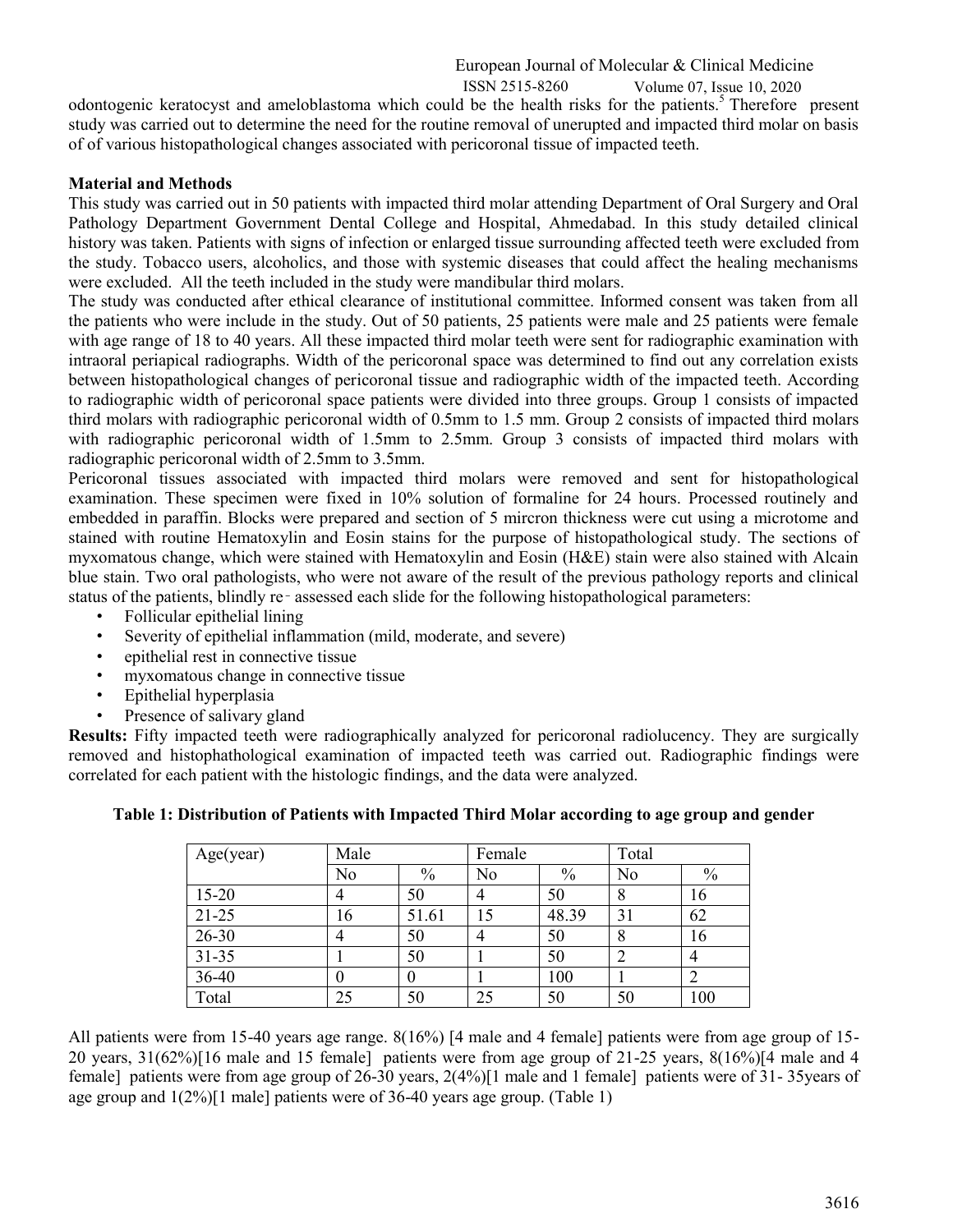odontogenic keratocyst and ameloblastoma which could be the health risks for the patients.[5] Therefore present study was carried out to determine the need for the routine removal of unerupted and impacted third molar on basis of of various histopathological changes associated with pericoronal tissue of impacted teeth.

## Material and Methods

This study was carried out in 50 patients with impacted third molar attending Department of Oral Surgery and Oral Pathology Department Government Dental College and Hospital, Ahmedabad. In this study detailed clinical history was taken. Patients with signs of infection or enlarged tissue surrounding affected teeth were excluded from the study. Tobacco users, alcoholics, and those with systemic diseases that could affect the healing mechanisms were excluded. All the teeth included in the study were mandibular third molars.

The study was conducted after ethical clearance of institutional committee. Informed consent was taken from all the patients who were include in the study. Out of 50 patients, 25 patients were male and 25 patients were female with age range of 18 to 40 years. All these impacted third molar teeth were sent for radiographic examination with intraoral periapical radiographs. Width of the pericoronal space was determined to find out any correlation exists between histopathological changes of pericoronal tissue and radiographic width of the impacted teeth. According to radiographic width of pericoronal space patients were divided into three groups. Group 1 consists of impacted third molars with radiographic pericoronal width of 0.5mm to 1.5 mm. Group 2 consists of impacted third molars with radiographic pericoronal width of 1.5mm to 2.5mm. Group 3 consists of impacted third molars with radiographic pericoronal width of 2.5mm to 3.5mm.

Pericoronal tissues associated with impacted third molars were removed and sent for histopathological examination. These specimen were fixed in 10% solution of formaline for 24 hours. Processed routinely and embedded in paraffin. Blocks were prepared and section of 5 mircron thickness were cut using a microtome and stained with routine Hematoxylin and Eosin stains for the purpose of histopathological study. The sections of myxomatous change, which were stained with Hematoxylin and Eosin (H&E) stain were also stained with Alcain blue stain. Two oral pathologists, who were not aware of the result of the previous pathology reports and clinical status of the patients, blindly re‑assessed each slide for the following histopathological parameters:

- Follicular epithelial lining
- Severity of epithelial inflammation (mild, moderate, and severe)
- epithelial rest in connective tissue
- myxomatous change in connective tissue
- Epithelial hyperplasia
- Presence of salivary gland

**Results:** Fifty impacted teeth were radiographically analyzed for pericoronal radiolucency. They are surgically removed and histophathological examination of impacted teeth was carried out. Radiographic findings were correlated for each patient with the histologic findings, and the data were analyzed.

**Table 1: Distribution of Patients with Impacted Third Molar according to age group and gender**

| Age(year) | Male | | Female | | Total | |
|---|---|---|---|---|---|---|
| | No | % | No | % | No | % |
| 15-20 | 4 | 50 | 4 | 50 | 8 | 16 |
| 21-25 | 16 | 51.61 | 15 | 48.39 | 31 | 62 |
| 26-30 | 4 | 50 | 4 | 50 | 8 | 16 |
| 31-35 | 1 | 50 | 1 | 50 | 2 | 4 |
| 36-40 | 0 | 0 | 1 | 100 | 1 | 2 |
| Total | 25 | 50 | 25 | 50 | 50 | 100 |

All patients were from 15-40 years age range. 8(16%) [4 male and 4 female] patients were from age group of 15-20 years, 31(62%)[16 male and 15 female] patients were from age group of 21-25 years, 8(16%)[4 male and 4 female] patients were from age group of 26-30 years, 2(4%)[1 male and 1 female] patients were of 31- 35years of age group and 1(2%)[1 male] patients were of 36-40 years age group. (Table 1)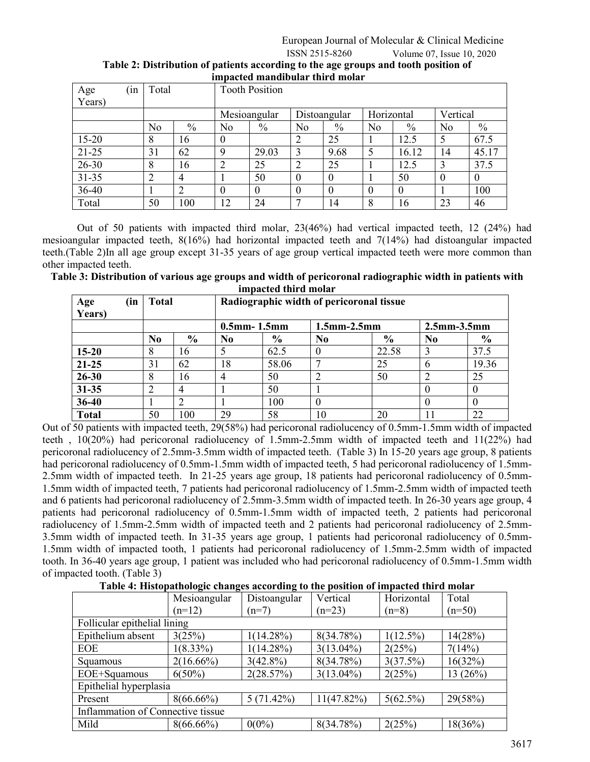**Table 2: Distribution of patients according to the age groups and tooth position of impacted mandibular third molar**

| Age (in Years) | Total | | Tooth Position | | | | | | | |
|---|---|---|---|---|---|---|---|---|---|---|
| | | | Mesioangular | | Distoangular | | Horizontal | | Vertical | |
| | No | % | No | % | No | % | No | % | No | % |
| 15-20 | 8 | 16 | 0 | | 2 | 25 | 1 | 12.5 | 5 | 67.5 |
| 21-25 | 31 | 62 | 9 | 29.03 | 3 | 9.68 | 5 | 16.12 | 14 | 45.17 |
| 26-30 | 8 | 16 | 2 | 25 | 2 | 25 | 1 | 12.5 | 3 | 37.5 |
| 31-35 | 2 | 4 | 1 | 50 | 0 | 0 | 1 | 50 | 0 | 0 |
| 36-40 | 1 | 2 | 0 | 0 | 0 | 0 | 0 | 0 | 1 | 100 |
| Total | 50 | 100 | 12 | 24 | 7 | 14 | 8 | 16 | 23 | 46 |

Out of 50 patients with impacted third molar, 23(46%) had vertical impacted teeth, 12 (24%) had mesioangular impacted teeth, 8(16%) had horizontal impacted teeth and 7(14%) had distoangular impacted teeth.(Table 2)In all age group except 31-35 years of age group vertical impacted teeth were more common than other impacted teeth.

**Table 3: Distribution of various age groups and width of pericoronal radiographic width in patients with impacted third molar**

| **Age (in Years)** | **Total** | | **Radiographic width of pericoronal tissue** | | | | | |
|---|---|---|---|---|---|---|---|---|
| | | | **0.5mm- 1.5mm** | | **1.5mm-2.5mm** | | **2.5mm-3.5mm** | |
| | **No** | **%** | **No** | **%** | **No** | **%** | **No** | **%** |
| **15-20** | 8 | 16 | 5 | 62.5 | 0 | 22.58 | 3 | 37.5 |
| **21-25** | 31 | 62 | 18 | 58.06 | 7 | 25 | 6 | 19.36 |
| **26-30** | 8 | 16 | 4 | 50 | 2 | 50 | 2 | 25 |
| **31-35** | 2 | 4 | 1 | 50 | 1 | | 0 | 0 |
| **36-40** | 1 | 2 | 1 | 100 | 0 | | 0 | 0 |
| **Total** | 50 | 100 | 29 | 58 | 10 | 20 | 11 | 22 |

Out of 50 patients with impacted teeth, 29(58%) had pericoronal radiolucency of 0.5mm-1.5mm width of impacted teeth , 10(20%) had pericoronal radiolucency of 1.5mm-2.5mm width of impacted teeth and 11(22%) had pericoronal radiolucency of 2.5mm-3.5mm width of impacted teeth. (Table 3) In 15-20 years age group, 8 patients had pericoronal radiolucency of 0.5mm-1.5mm width of impacted teeth, 5 had pericoronal radiolucency of 1.5mm-2.5mm width of impacted teeth. In 21-25 years age group, 18 patients had pericoronal radiolucency of 0.5mm-1.5mm width of impacted teeth, 7 patients had pericoronal radiolucency of 1.5mm-2.5mm width of impacted teeth and 6 patients had pericoronal radiolucency of 2.5mm-3.5mm width of impacted teeth. In 26-30 years age group, 4 patients had pericoronal radiolucency of 0.5mm-1.5mm width of impacted teeth, 2 patients had pericoronal radiolucency of 1.5mm-2.5mm width of impacted teeth and 2 patients had pericoronal radiolucency of 2.5mm-3.5mm width of impacted teeth. In 31-35 years age group, 1 patients had pericoronal radiolucency of 0.5mm-1.5mm width of impacted tooth, 1 patients had pericoronal radiolucency of 1.5mm-2.5mm width of impacted tooth. In 36-40 years age group, 1 patient was included who had pericoronal radiolucency of 0.5mm-1.5mm width of impacted tooth. (Table 3)

**Table 4: Histopathologic changes according to the position of impacted third molar**

| | Mesioangular (n=12) | Distoangular (n=7) | Vertical (n=23) | Horizontal (n=8) | Total (n=50) |
|---|---|---|---|---|---|
| Follicular epithelial lining | | | | | |
| Epithelium absent | 3(25%) | 1(14.28%) | 8(34.78%) | 1(12.5%) | 14(28%) |
| EOE | 1(8.33%) | 1(14.28%) | 3(13.04%) | 2(25%) | 7(14%) |
| Squamous | 2(16.66%) | 3(42.8%) | 8(34.78%) | 3(37.5%) | 16(32%) |
| EOE+Squamous | 6(50%) | 2(28.57%) | 3(13.04%) | 2(25%) | 13 (26%) |
| Epithelial hyperplasia | | | | | |
| Present | 8(66.66%) | 5 (71.42%) | 11(47.82%) | 5(62.5%) | 29(58%) |
| Inflammation of Connective tissue | | | | | |
| Mild | 8(66.66%) | 0(0%) | 8(34.78%) | 2(25%) | 18(36%) |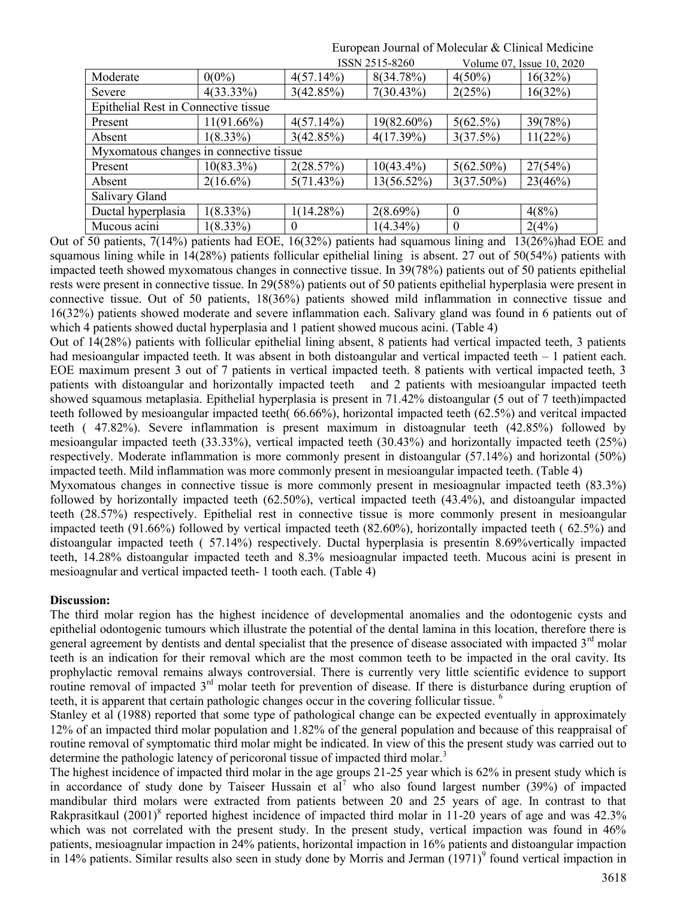| | | | | | |
|---|---|---|---|---|---|
| Moderate | 0(0%) | 4(57.14%) | 8(34.78%) | 4(50%) | 16(32%) |
| Severe | 4(33.33%) | 3(42.85%) | 7(30.43%) | 2(25%) | 16(32%) |
| Epithelial Rest in Connective tissue | | | | | |
| Present | 11(91.66%) | 4(57.14%) | 19(82.60%) | 5(62.5%) | 39(78%) |
| Absent | 1(8.33%) | 3(42.85%) | 4(17.39%) | 3(37.5%) | 11(22%) |
| Myxomatous changes in connective tissue | | | | | |
| Present | 10(83.3%) | 2(28.57%) | 10(43.4%) | 5(62.50%) | 27(54%) |
| Absent | 2(16.6%) | 5(71.43%) | 13(56.52%) | 3(37.50%) | 23(46%) |
| Salivary Gland | | | | | |
| Ductal hyperplasia | 1(8.33%) | 1(14.28%) | 2(8.69%) | 0 | 4(8%) |
| Mucous acini | 1(8.33%) | 0 | 1(4.34%) | 0 | 2(4%) |

Out of 50 patients, 7(14%) patients had EOE, 16(32%) patients had squamous lining and 13(26%)had EOE and squamous lining while in 14(28%) patients follicular epithelial lining is absent. 27 out of 50(54%) patients with impacted teeth showed myxomatous changes in connective tissue. In 39(78%) patients out of 50 patients epithelial rests were present in connective tissue. In 29(58%) patients out of 50 patients epithelial hyperplasia were present in connective tissue. Out of 50 patients, 18(36%) patients showed mild inflammation in connective tissue and 16(32%) patients showed moderate and severe inflammation each. Salivary gland was found in 6 patients out of which 4 patients showed ductal hyperplasia and 1 patient showed mucous acini. (Table 4)

Out of 14(28%) patients with follicular epithelial lining absent, 8 patients had vertical impacted teeth, 3 patients had mesioangular impacted teeth. It was absent in both distoangular and vertical impacted teeth – 1 patient each. EOE maximum present 3 out of 7 patients in vertical impacted teeth. 8 patients with vertical impacted teeth, 3 patients with distoangular and horizontally impacted teeth and 2 patients with mesioangular impacted teeth showed squamous metaplasia. Epithelial hyperplasia is present in 71.42% distoangular (5 out of 7 teeth)impacted teeth followed by mesioangular impacted teeth( 66.66%), horizontal impacted teeth (62.5%) and veritcal impacted teeth ( 47.82%). Severe inflammation is present maximum in distoagnular teeth (42.85%) followed by mesioangular impacted teeth (33.33%), vertical impacted teeth (30.43%) and horizontally impacted teeth (25%) respectively. Moderate inflammation is more commonly present in distoangular (57.14%) and horizontal (50%) impacted teeth. Mild inflammation was more commonly present in mesioangular impacted teeth. (Table 4)

Myxomatous changes in connective tissue is more commonly present in mesioagnular impacted teeth (83.3%) followed by horizontally impacted teeth (62.50%), vertical impacted teeth (43.4%), and distoangular impacted teeth (28.57%) respectively. Epithelial rest in connective tissue is more commonly present in mesioangular impacted teeth (91.66%) followed by vertical impacted teeth (82.60%), horizontally impacted teeth ( 62.5%) and distoangular impacted teeth ( 57.14%) respectively. Ductal hyperplasia is presentin 8.69%vertically impacted teeth, 14.28% distoangular impacted teeth and 8.3% mesioagnular impacted teeth. Mucous acini is present in mesioagnular and vertical impacted teeth- 1 tooth each. (Table 4)

**Discussion:**

The third molar region has the highest incidence of developmental anomalies and the odontogenic cysts and epithelial odontogenic tumours which illustrate the potential of the dental lamina in this location, therefore there is general agreement by dentists and dental specialist that the presence of disease associated with impacted 3rd molar teeth is an indication for their removal which are the most common teeth to be impacted in the oral cavity. Its prophylactic removal remains always controversial. There is currently very little scientific evidence to support routine removal of impacted 3rd molar teeth for prevention of disease. If there is disturbance during eruption of teeth, it is apparent that certain pathologic changes occur in the covering follicular tissue. [6]

Stanley et al (1988) reported that some type of pathological change can be expected eventually in approximately 12% of an impacted third molar population and 1.82% of the general population and because of this reappraisal of routine removal of symptomatic third molar might be indicated. In view of this the present study was carried out to determine the pathologic latency of pericoronal tissue of impacted third molar.[3]

The highest incidence of impacted third molar in the age groups 21-25 year which is 62% in present study which is in accordance of study done by Taiseer Hussain et al[7] who also found largest number (39%) of impacted mandibular third molars were extracted from patients between 20 and 25 years of age. In contrast to that Rakprasitkaul (2001)[8] reported highest incidence of impacted third molar in 11-20 years of age and was 42.3% which was not correlated with the present study. In the present study, vertical impaction was found in 46% patients, mesioagnular impaction in 24% patients, horizontal impaction in 16% patients and distoangular impaction in 14% patients. Similar results also seen in study done by Morris and Jerman (1971)[9] found vertical impaction in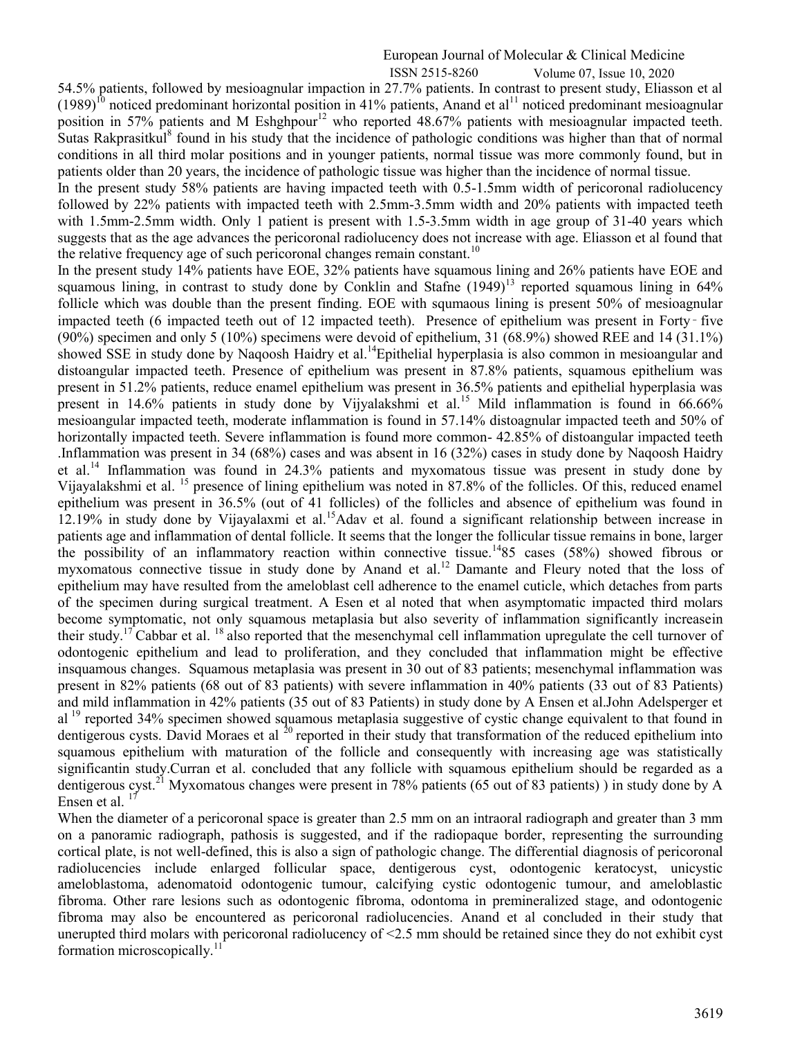54.5% patients, followed by mesioagnular impaction in 27.7% patients. In contrast to present study, Eliasson et al (1989)[10] noticed predominant horizontal position in 41% patients, Anand et al[11] noticed predominant mesioagnular position in 57% patients and M Eshghpour[12] who reported 48.67% patients with mesioagnular impacted teeth. Sutas Rakprasitkul[8] found in his study that the incidence of pathologic conditions was higher than that of normal conditions in all third molar positions and in younger patients, normal tissue was more commonly found, but in patients older than 20 years, the incidence of pathologic tissue was higher than the incidence of normal tissue.

In the present study 58% patients are having impacted teeth with 0.5-1.5mm width of pericoronal radiolucency followed by 22% patients with impacted teeth with 2.5mm-3.5mm width and 20% patients with impacted teeth with 1.5mm-2.5mm width. Only 1 patient is present with 1.5-3.5mm width in age group of 31-40 years which suggests that as the age advances the pericoronal radiolucency does not increase with age. Eliasson et al found that the relative frequency age of such pericoronal changes remain constant.[10]

In the present study 14% patients have EOE, 32% patients have squamous lining and 26% patients have EOE and squamous lining, in contrast to study done by Conklin and Stafne (1949)[13] reported squamous lining in 64% follicle which was double than the present finding. EOE with squmaous lining is present 50% of mesioagnular impacted teeth (6 impacted teeth out of 12 impacted teeth). Presence of epithelium was present in Forty - five (90%) specimen and only 5 (10%) specimens were devoid of epithelium, 31 (68.9%) showed REE and 14 (31.1%) showed SSE in study done by Naqoosh Haidry et al.[14]Epithelial hyperplasia is also common in mesioangular and distoangular impacted teeth. Presence of epithelium was present in 87.8% patients, squamous epithelium was present in 51.2% patients, reduce enamel epithelium was present in 36.5% patients and epithelial hyperplasia was present in 14.6% patients in study done by Vijyalakshmi et al.[15] Mild inflammation is found in 66.66% mesioangular impacted teeth, moderate inflammation is found in 57.14% distoagnular impacted teeth and 50% of horizontally impacted teeth. Severe inflammation is found more common- 42.85% of distoangular impacted teeth .Inflammation was present in 34 (68%) cases and was absent in 16 (32%) cases in study done by Naqoosh Haidry et al.[14] Inflammation was found in 24.3% patients and myxomatous tissue was present in study done by Vijayalakshmi et al. [15] presence of lining epithelium was noted in 87.8% of the follicles. Of this, reduced enamel epithelium was present in 36.5% (out of 41 follicles) of the follicles and absence of epithelium was found in 12.19% in study done by Vijayalaxmi et al.[15]Adav et al. found a significant relationship between increase in patients age and inflammation of dental follicle. It seems that the longer the follicular tissue remains in bone, larger the possibility of an inflammatory reaction within connective tissue.[14]85 cases (58%) showed fibrous or myxomatous connective tissue in study done by Anand et al.[12] Damante and Fleury noted that the loss of epithelium may have resulted from the ameloblast cell adherence to the enamel cuticle, which detaches from parts of the specimen during surgical treatment. A Esen et al noted that when asymptomatic impacted third molars become symptomatic, not only squamous metaplasia but also severity of inflammation significantly increasein their study.[17] Cabbar et al. [18] also reported that the mesenchymal cell inflammation upregulate the cell turnover of odontogenic epithelium and lead to proliferation, and they concluded that inflammation might be effective insquamous changes. Squamous metaplasia was present in 30 out of 83 patients; mesenchymal inflammation was present in 82% patients (68 out of 83 patients) with severe inflammation in 40% patients (33 out of 83 Patients) and mild inflammation in 42% patients (35 out of 83 Patients) in study done by A Ensen et al.John Adelsperger et al [19] reported 34% specimen showed squamous metaplasia suggestive of cystic change equivalent to that found in dentigerous cysts. David Moraes et al [20] reported in their study that transformation of the reduced epithelium into squamous epithelium with maturation of the follicle and consequently with increasing age was statistically significantin study.Curran et al. concluded that any follicle with squamous epithelium should be regarded as a dentigerous cyst.[21] Myxomatous changes were present in 78% patients (65 out of 83 patients) ) in study done by A Ensen et al. [17]

When the diameter of a pericoronal space is greater than 2.5 mm on an intraoral radiograph and greater than 3 mm on a panoramic radiograph, pathosis is suggested, and if the radiopaque border, representing the surrounding cortical plate, is not well-defined, this is also a sign of pathologic change. The differential diagnosis of pericoronal radiolucencies include enlarged follicular space, dentigerous cyst, odontogenic keratocyst, unicystic ameloblastoma, adenomatoid odontogenic tumour, calcifying cystic odontogenic tumour, and ameloblastic fibroma. Other rare lesions such as odontogenic fibroma, odontoma in premineralized stage, and odontogenic fibroma may also be encountered as pericoronal radiolucencies. Anand et al concluded in their study that unerupted third molars with pericoronal radiolucency of <2.5 mm should be retained since they do not exhibit cyst formation microscopically.[11]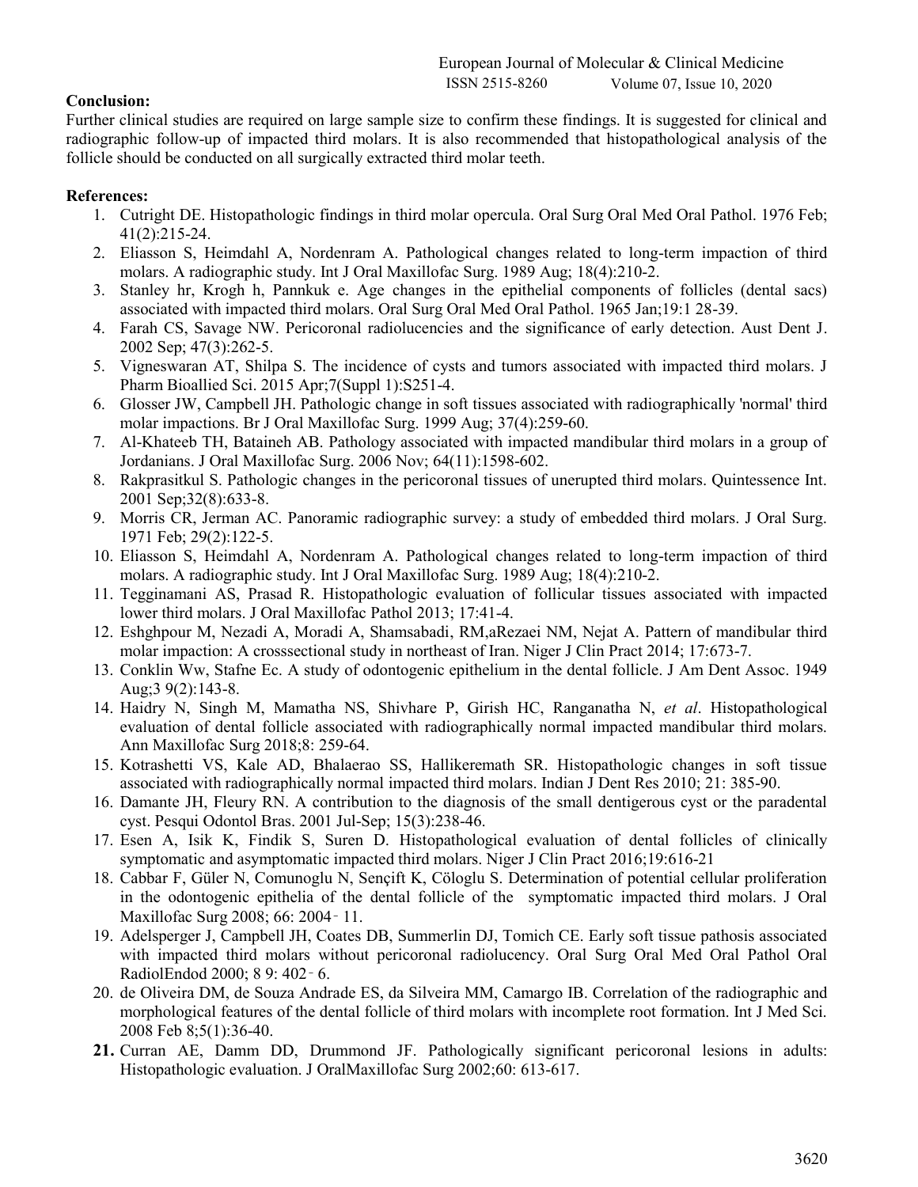**Conclusion:**

Further clinical studies are required on large sample size to confirm these findings. It is suggested for clinical and radiographic follow-up of impacted third molars. It is also recommended that histopathological analysis of the follicle should be conducted on all surgically extracted third molar teeth.

**References:**

1. Cutright DE. Histopathologic findings in third molar opercula. Oral Surg Oral Med Oral Pathol. 1976 Feb; 41(2):215-24.
2. Eliasson S, Heimdahl A, Nordenram A. Pathological changes related to long-term impaction of third molars. A radiographic study. Int J Oral Maxillofac Surg. 1989 Aug; 18(4):210-2.
3. Stanley hr, Krogh h, Pannkuk e. Age changes in the epithelial components of follicles (dental sacs) associated with impacted third molars. Oral Surg Oral Med Oral Pathol. 1965 Jan;19:1 28-39.
4. Farah CS, Savage NW. Pericoronal radiolucencies and the significance of early detection. Aust Dent J. 2002 Sep; 47(3):262-5.
5. Vigneswaran AT, Shilpa S. The incidence of cysts and tumors associated with impacted third molars. J Pharm Bioallied Sci. 2015 Apr;7(Suppl 1):S251-4.
6. Glosser JW, Campbell JH. Pathologic change in soft tissues associated with radiographically 'normal' third molar impactions. Br J Oral Maxillofac Surg. 1999 Aug; 37(4):259-60.
7. Al-Khateeb TH, Bataineh AB. Pathology associated with impacted mandibular third molars in a group of Jordanians. J Oral Maxillofac Surg. 2006 Nov; 64(11):1598-602.
8. Rakprasitkul S. Pathologic changes in the pericoronal tissues of unerupted third molars. Quintessence Int. 2001 Sep;32(8):633-8.
9. Morris CR, Jerman AC. Panoramic radiographic survey: a study of embedded third molars. J Oral Surg. 1971 Feb; 29(2):122-5.
10. Eliasson S, Heimdahl A, Nordenram A. Pathological changes related to long-term impaction of third molars. A radiographic study. Int J Oral Maxillofac Surg. 1989 Aug; 18(4):210-2.
11. Tegginamani AS, Prasad R. Histopathologic evaluation of follicular tissues associated with impacted lower third molars. J Oral Maxillofac Pathol 2013; 17:41-4.
12. Eshghpour M, Nezadi A, Moradi A, Shamsabadi, RM,aRezaei NM, Nejat A. Pattern of mandibular third molar impaction: A crosssectional study in northeast of Iran. Niger J Clin Pract 2014; 17:673-7.
13. Conklin Ww, Stafne Ec. A study of odontogenic epithelium in the dental follicle. J Am Dent Assoc. 1949 Aug;3 9(2):143-8.
14. Haidry N, Singh M, Mamatha NS, Shivhare P, Girish HC, Ranganatha N, *et al*. Histopathological evaluation of dental follicle associated with radiographically normal impacted mandibular third molars. Ann Maxillofac Surg 2018;8: 259-64.
15. Kotrashetti VS, Kale AD, Bhalaerao SS, Hallikeremath SR. Histopathologic changes in soft tissue associated with radiographically normal impacted third molars. Indian J Dent Res 2010; 21: 385-90.
16. Damante JH, Fleury RN. A contribution to the diagnosis of the small dentigerous cyst or the paradental cyst. Pesqui Odontol Bras. 2001 Jul-Sep; 15(3):238-46.
17. Esen A, Isik K, Findik S, Suren D. Histopathological evaluation of dental follicles of clinically symptomatic and asymptomatic impacted third molars. Niger J Clin Pract 2016;19:616-21
18. Cabbar F, Güler N, Comunoglu N, Sençift K, Cöloglu S. Determination of potential cellular proliferation in the odontogenic epithelia of the dental follicle of the symptomatic impacted third molars. J Oral Maxillofac Surg 2008; 66: 2004‑11.
19. Adelsperger J, Campbell JH, Coates DB, Summerlin DJ, Tomich CE. Early soft tissue pathosis associated with impacted third molars without pericoronal radiolucency. Oral Surg Oral Med Oral Pathol Oral RadiolEndod 2000; 8 9: 402‑6.
20. de Oliveira DM, de Souza Andrade ES, da Silveira MM, Camargo IB. Correlation of the radiographic and morphological features of the dental follicle of third molars with incomplete root formation. Int J Med Sci. 2008 Feb 8;5(1):36-40.
21. Curran AE, Damm DD, Drummond JF. Pathologically significant pericoronal lesions in adults: Histopathologic evaluation. J OralMaxillofac Surg 2002;60: 613-617.